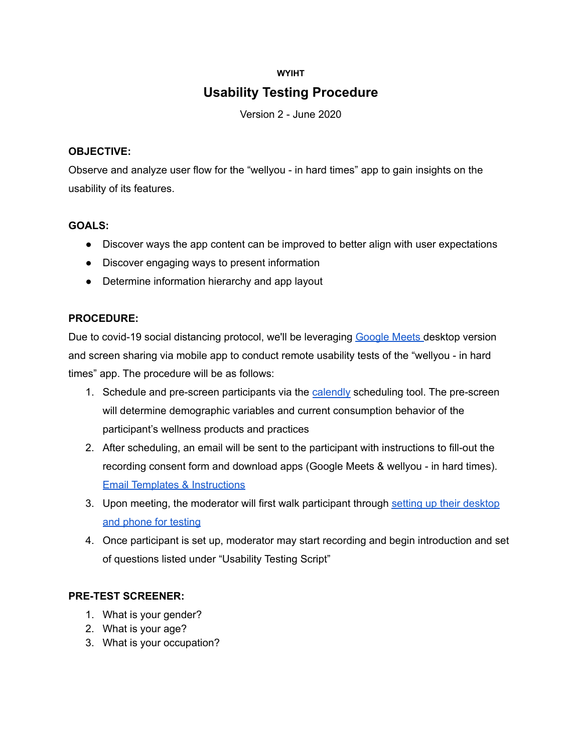**WYIHT**

# Usability Testing Procedure

Version 2 - June 2020

**OBJECTIVE:**

Observe and analyze user flow for the "wellyou - in hard times" app to gain insights on the usability of its features.

**GOALS:**

- Discover ways the app content can be improved to better align with user expectations
- Discover engaging ways to present information
- Determine information hierarchy and app layout

**PROCEDURE:**

Due to covid-19 social distancing protocol, we'll be leveraging Google Meets desktop version and screen sharing via mobile app to conduct remote usability tests of the "wellyou - in hard times" app. The procedure will be as follows:

1. Schedule and pre-screen participants via the calendly scheduling tool. The pre-screen will determine demographic variables and current consumption behavior of the participant's wellness products and practices
2. After scheduling, an email will be sent to the participant with instructions to fill-out the recording consent form and download apps (Google Meets & wellyou - in hard times). Email Templates & Instructions
3. Upon meeting, the moderator will first walk participant through setting up their desktop and phone for testing
4. Once participant is set up, moderator may start recording and begin introduction and set of questions listed under "Usability Testing Script"

**PRE-TEST SCREENER:**

1. What is your gender?
2. What is your age?
3. What is your occupation?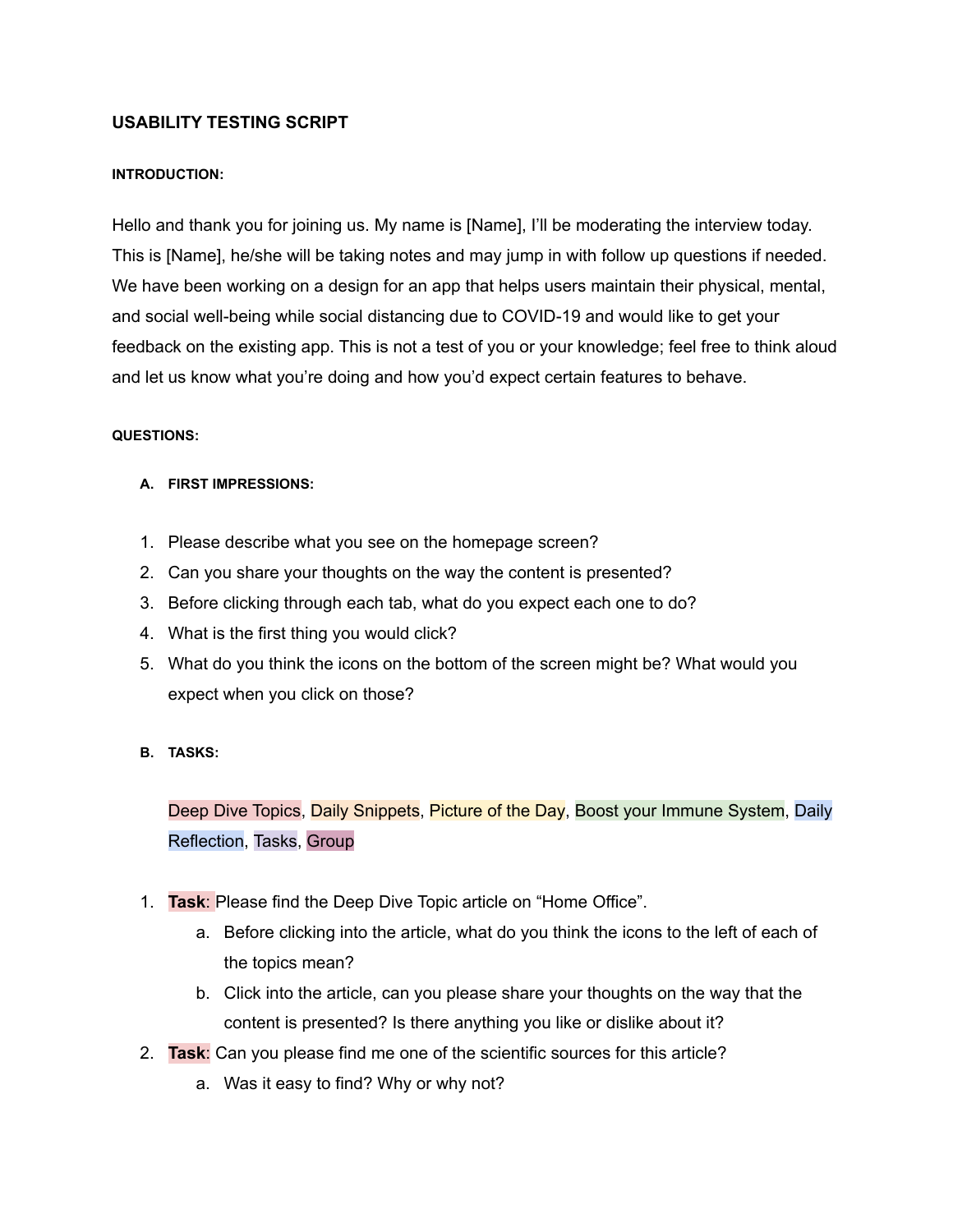### USABILITY TESTING SCRIPT

#### INTRODUCTION:

Hello and thank you for joining us. My name is [Name], I'll be moderating the interview today. This is [Name], he/she will be taking notes and may jump in with follow up questions if needed. We have been working on a design for an app that helps users maintain their physical, mental, and social well-being while social distancing due to COVID-19 and would like to get your feedback on the existing app. This is not a test of you or your knowledge; feel free to think aloud and let us know what you're doing and how you'd expect certain features to behave.

#### QUESTIONS:

**A. FIRST IMPRESSIONS:**

1. Please describe what you see on the homepage screen?
2. Can you share your thoughts on the way the content is presented?
3. Before clicking through each tab, what do you expect each one to do?
4. What is the first thing you would click?
5. What do you think the icons on the bottom of the screen might be? What would you expect when you click on those?

**B. TASKS:**

Deep Dive Topics, Daily Snippets, Picture of the Day, Boost your Immune System, Daily Reflection, Tasks, Group

1. **Task**: Please find the Deep Dive Topic article on "Home Office".
   a. Before clicking into the article, what do you think the icons to the left of each of the topics mean?
   b. Click into the article, can you please share your thoughts on the way that the content is presented? Is there anything you like or dislike about it?
2. **Task**: Can you please find me one of the scientific sources for this article?
   a. Was it easy to find? Why or why not?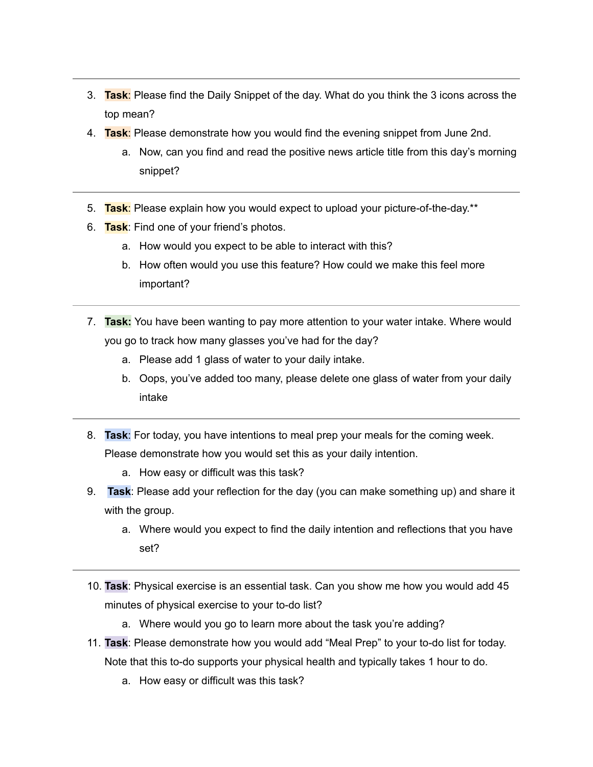---

3. **Task**: Please find the Daily Snippet of the day. What do you think the 3 icons across the top mean?
4. **Task**: Please demonstrate how you would find the evening snippet from June 2nd.
    a. Now, can you find and read the positive news article title from this day's morning snippet?

---

5. **Task**: Please explain how you would expect to upload your picture-of-the-day.**
6. **Task**: Find one of your friend's photos.
    a. How would you expect to be able to interact with this?
    b. How often would you use this feature? How could we make this feel more important?

---

7. **Task:** You have been wanting to pay more attention to your water intake. Where would you go to track how many glasses you've had for the day?
    a. Please add 1 glass of water to your daily intake.
    b. Oops, you've added too many, please delete one glass of water from your daily intake

---

8. **Task**: For today, you have intentions to meal prep your meals for the coming week. Please demonstrate how you would set this as your daily intention.
    a. How easy or difficult was this task?
9. **Task**: Please add your reflection for the day (you can make something up) and share it with the group.
    a. Where would you expect to find the daily intention and reflections that you have set?

---

10. **Task**: Physical exercise is an essential task. Can you show me how you would add 45 minutes of physical exercise to your to-do list?
    a. Where would you go to learn more about the task you're adding?
11. **Task**: Please demonstrate how you would add "Meal Prep" to your to-do list for today. Note that this to-do supports your physical health and typically takes 1 hour to do.
    a. How easy or difficult was this task?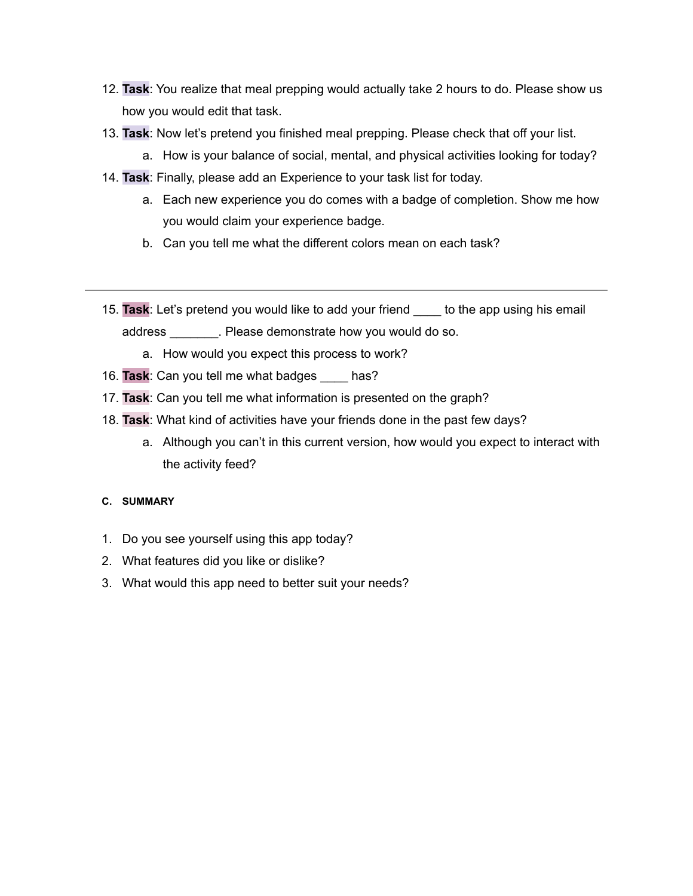12. **Task**: You realize that meal prepping would actually take 2 hours to do. Please show us how you would edit that task.
13. **Task**: Now let's pretend you finished meal prepping. Please check that off your list.
    a. How is your balance of social, mental, and physical activities looking for today?
14. **Task**: Finally, please add an Experience to your task list for today.
    a. Each new experience you do comes with a badge of completion. Show me how you would claim your experience badge.
    b. Can you tell me what the different colors mean on each task?

---

15. **Task**: Let's pretend you would like to add your friend ____ to the app using his email address _______. Please demonstrate how you would do so.
    a. How would you expect this process to work?
16. **Task**: Can you tell me what badges ____ has?
17. **Task**: Can you tell me what information is presented on the graph?
18. **Task**: What kind of activities have your friends done in the past few days?
    a. Although you can't in this current version, how would you expect to interact with the activity feed?

#### C. SUMMARY

1. Do you see yourself using this app today?
2. What features did you like or dislike?
3. What would this app need to better suit your needs?